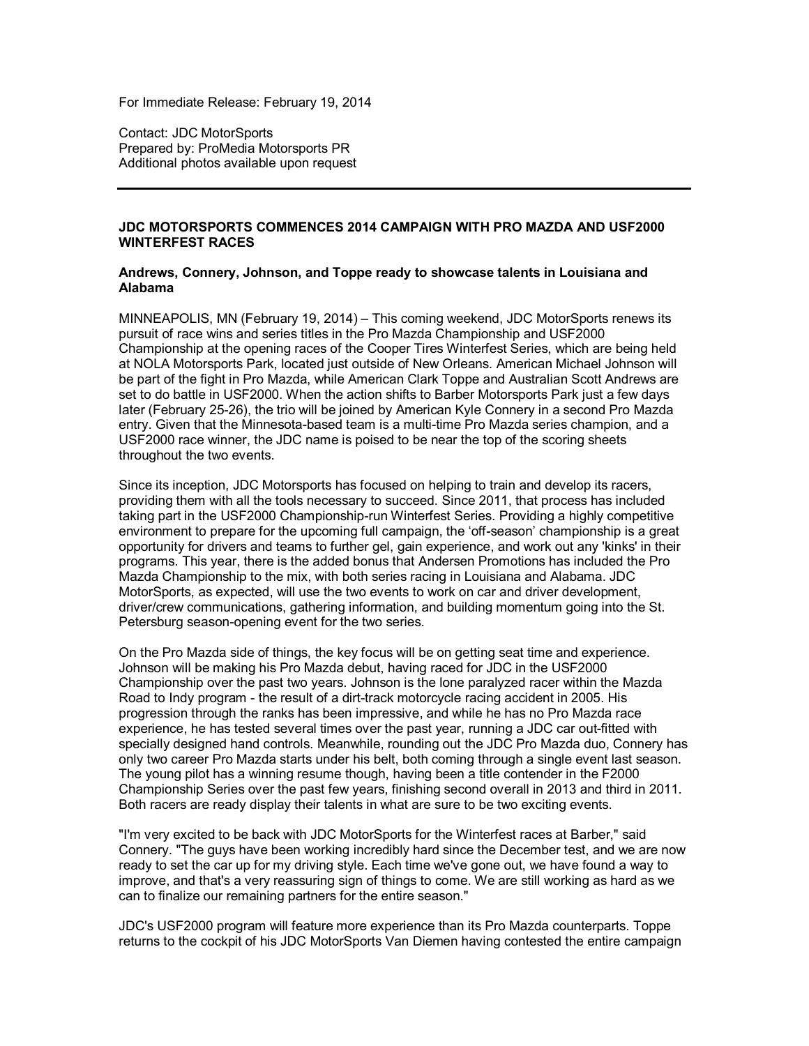For Immediate Release: February 19, 2014

Contact: JDC MotorSports
Prepared by: ProMedia Motorsports PR
Additional photos available upon request

---

**JDC MOTORSPORTS COMMENCES 2014 CAMPAIGN WITH PRO MAZDA AND USF2000 WINTERFEST RACES**

**Andrews, Connery, Johnson, and Toppe ready to showcase talents in Louisiana and Alabama**

MINNEAPOLIS, MN (February 19, 2014) – This coming weekend, JDC MotorSports renews its pursuit of race wins and series titles in the Pro Mazda Championship and USF2000 Championship at the opening races of the Cooper Tires Winterfest Series, which are being held at NOLA Motorsports Park, located just outside of New Orleans. American Michael Johnson will be part of the fight in Pro Mazda, while American Clark Toppe and Australian Scott Andrews are set to do battle in USF2000. When the action shifts to Barber Motorsports Park just a few days later (February 25-26), the trio will be joined by American Kyle Connery in a second Pro Mazda entry. Given that the Minnesota-based team is a multi-time Pro Mazda series champion, and a USF2000 race winner, the JDC name is poised to be near the top of the scoring sheets throughout the two events.

Since its inception, JDC Motorsports has focused on helping to train and develop its racers, providing them with all the tools necessary to succeed. Since 2011, that process has included taking part in the USF2000 Championship-run Winterfest Series. Providing a highly competitive environment to prepare for the upcoming full campaign, the 'off-season' championship is a great opportunity for drivers and teams to further gel, gain experience, and work out any 'kinks' in their programs. This year, there is the added bonus that Andersen Promotions has included the Pro Mazda Championship to the mix, with both series racing in Louisiana and Alabama. JDC MotorSports, as expected, will use the two events to work on car and driver development, driver/crew communications, gathering information, and building momentum going into the St. Petersburg season-opening event for the two series.

On the Pro Mazda side of things, the key focus will be on getting seat time and experience. Johnson will be making his Pro Mazda debut, having raced for JDC in the USF2000 Championship over the past two years. Johnson is the lone paralyzed racer within the Mazda Road to Indy program - the result of a dirt-track motorcycle racing accident in 2005. His progression through the ranks has been impressive, and while he has no Pro Mazda race experience, he has tested several times over the past year, running a JDC car out-fitted with specially designed hand controls. Meanwhile, rounding out the JDC Pro Mazda duo, Connery has only two career Pro Mazda starts under his belt, both coming through a single event last season. The young pilot has a winning resume though, having been a title contender in the F2000 Championship Series over the past few years, finishing second overall in 2013 and third in 2011. Both racers are ready display their talents in what are sure to be two exciting events.

"I'm very excited to be back with JDC MotorSports for the Winterfest races at Barber," said Connery. "The guys have been working incredibly hard since the December test, and we are now ready to set the car up for my driving style. Each time we've gone out, we have found a way to improve, and that's a very reassuring sign of things to come. We are still working as hard as we can to finalize our remaining partners for the entire season."

JDC's USF2000 program will feature more experience than its Pro Mazda counterparts. Toppe returns to the cockpit of his JDC MotorSports Van Diemen having contested the entire campaign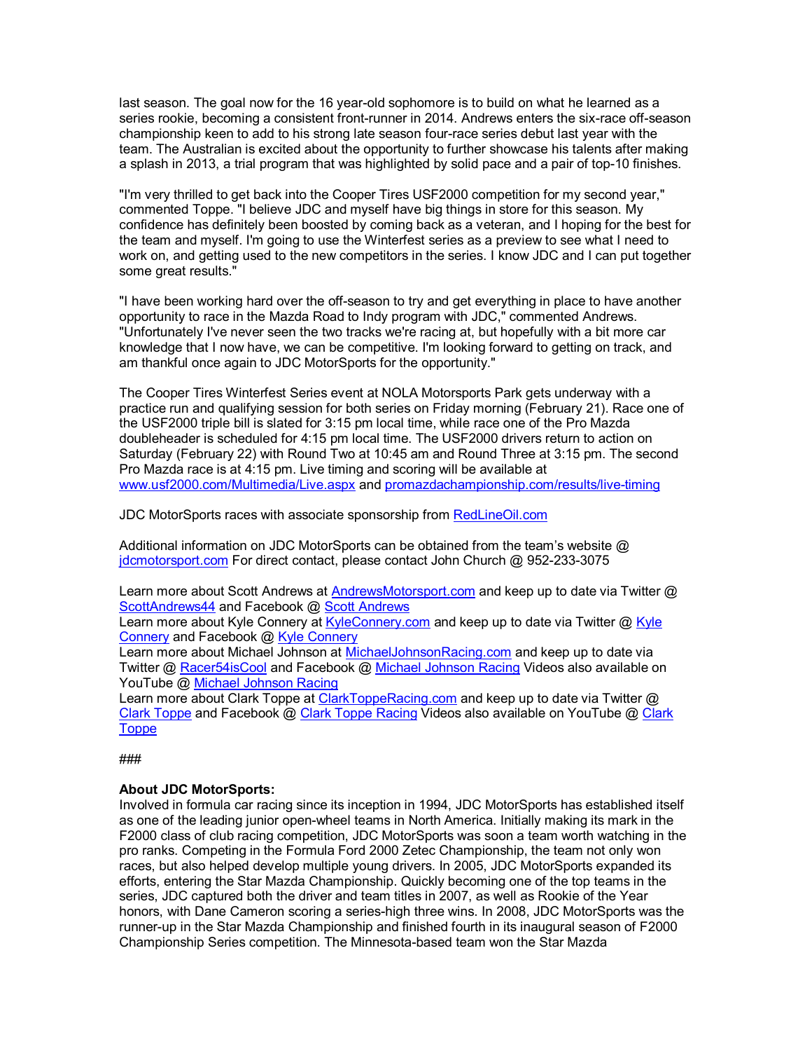last season. The goal now for the 16 year-old sophomore is to build on what he learned as a series rookie, becoming a consistent front-runner in 2014. Andrews enters the six-race off-season championship keen to add to his strong late season four-race series debut last year with the team. The Australian is excited about the opportunity to further showcase his talents after making a splash in 2013, a trial program that was highlighted by solid pace and a pair of top-10 finishes.

"I'm very thrilled to get back into the Cooper Tires USF2000 competition for my second year," commented Toppe. "I believe JDC and myself have big things in store for this season. My confidence has definitely been boosted by coming back as a veteran, and I hoping for the best for the team and myself. I'm going to use the Winterfest series as a preview to see what I need to work on, and getting used to the new competitors in the series. I know JDC and I can put together some great results."

"I have been working hard over the off-season to try and get everything in place to have another opportunity to race in the Mazda Road to Indy program with JDC," commented Andrews. "Unfortunately I've never seen the two tracks we're racing at, but hopefully with a bit more car knowledge that I now have, we can be competitive. I'm looking forward to getting on track, and am thankful once again to JDC MotorSports for the opportunity."

The Cooper Tires Winterfest Series event at NOLA Motorsports Park gets underway with a practice run and qualifying session for both series on Friday morning (February 21). Race one of the USF2000 triple bill is slated for 3:15 pm local time, while race one of the Pro Mazda doubleheader is scheduled for 4:15 pm local time. The USF2000 drivers return to action on Saturday (February 22) with Round Two at 10:45 am and Round Three at 3:15 pm. The second Pro Mazda race is at 4:15 pm. Live timing and scoring will be available at www.usf2000.com/Multimedia/Live.aspx and promazdachampionship.com/results/live-timing

JDC MotorSports races with associate sponsorship from RedLineOil.com

Additional information on JDC MotorSports can be obtained from the team's website @ jdcmotorsport.com For direct contact, please contact John Church @ 952-233-3075

Learn more about Scott Andrews at AndrewsMotorsport.com and keep up to date via Twitter @ ScottAndrews44 and Facebook @ Scott Andrews
Learn more about Kyle Connery at KyleConnery.com and keep up to date via Twitter @ Kyle Connery and Facebook @ Kyle Connery
Learn more about Michael Johnson at MichaelJohnsonRacing.com and keep up to date via Twitter @ Racer54isCool and Facebook @ Michael Johnson Racing Videos also available on YouTube @ Michael Johnson Racing
Learn more about Clark Toppe at ClarkToppeRacing.com and keep up to date via Twitter @ Clark Toppe and Facebook @ Clark Toppe Racing Videos also available on YouTube @ Clark Toppe

###

**About JDC MotorSports:**
Involved in formula car racing since its inception in 1994, JDC MotorSports has established itself as one of the leading junior open-wheel teams in North America. Initially making its mark in the F2000 class of club racing competition, JDC MotorSports was soon a team worth watching in the pro ranks. Competing in the Formula Ford 2000 Zetec Championship, the team not only won races, but also helped develop multiple young drivers. In 2005, JDC MotorSports expanded its efforts, entering the Star Mazda Championship. Quickly becoming one of the top teams in the series, JDC captured both the driver and team titles in 2007, as well as Rookie of the Year honors, with Dane Cameron scoring a series-high three wins. In 2008, JDC MotorSports was the runner-up in the Star Mazda Championship and finished fourth in its inaugural season of F2000 Championship Series competition. The Minnesota-based team won the Star Mazda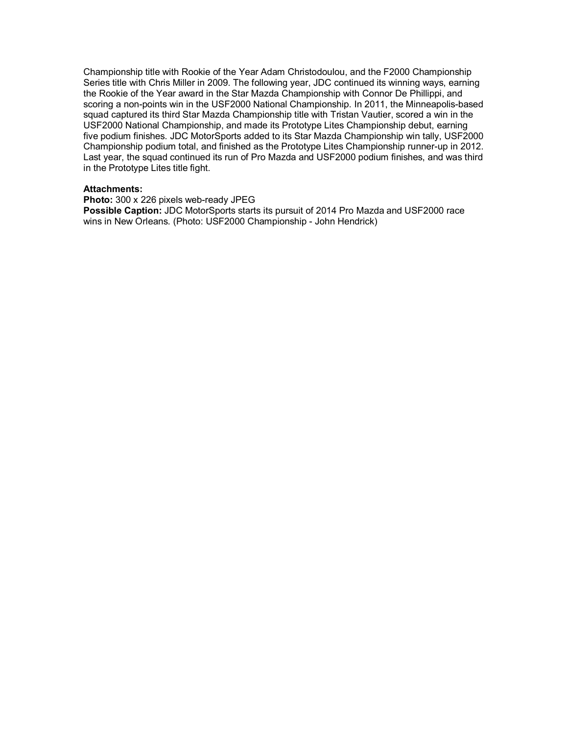Championship title with Rookie of the Year Adam Christodoulou, and the F2000 Championship Series title with Chris Miller in 2009. The following year, JDC continued its winning ways, earning the Rookie of the Year award in the Star Mazda Championship with Connor De Phillippi, and scoring a non-points win in the USF2000 National Championship. In 2011, the Minneapolis-based squad captured its third Star Mazda Championship title with Tristan Vautier, scored a win in the USF2000 National Championship, and made its Prototype Lites Championship debut, earning five podium finishes. JDC MotorSports added to its Star Mazda Championship win tally, USF2000 Championship podium total, and finished as the Prototype Lites Championship runner-up in 2012. Last year, the squad continued its run of Pro Mazda and USF2000 podium finishes, and was third in the Prototype Lites title fight.

**Attachments:**
**Photo:** 300 x 226 pixels web-ready JPEG
**Possible Caption:** JDC MotorSports starts its pursuit of 2014 Pro Mazda and USF2000 race wins in New Orleans. (Photo: USF2000 Championship - John Hendrick)